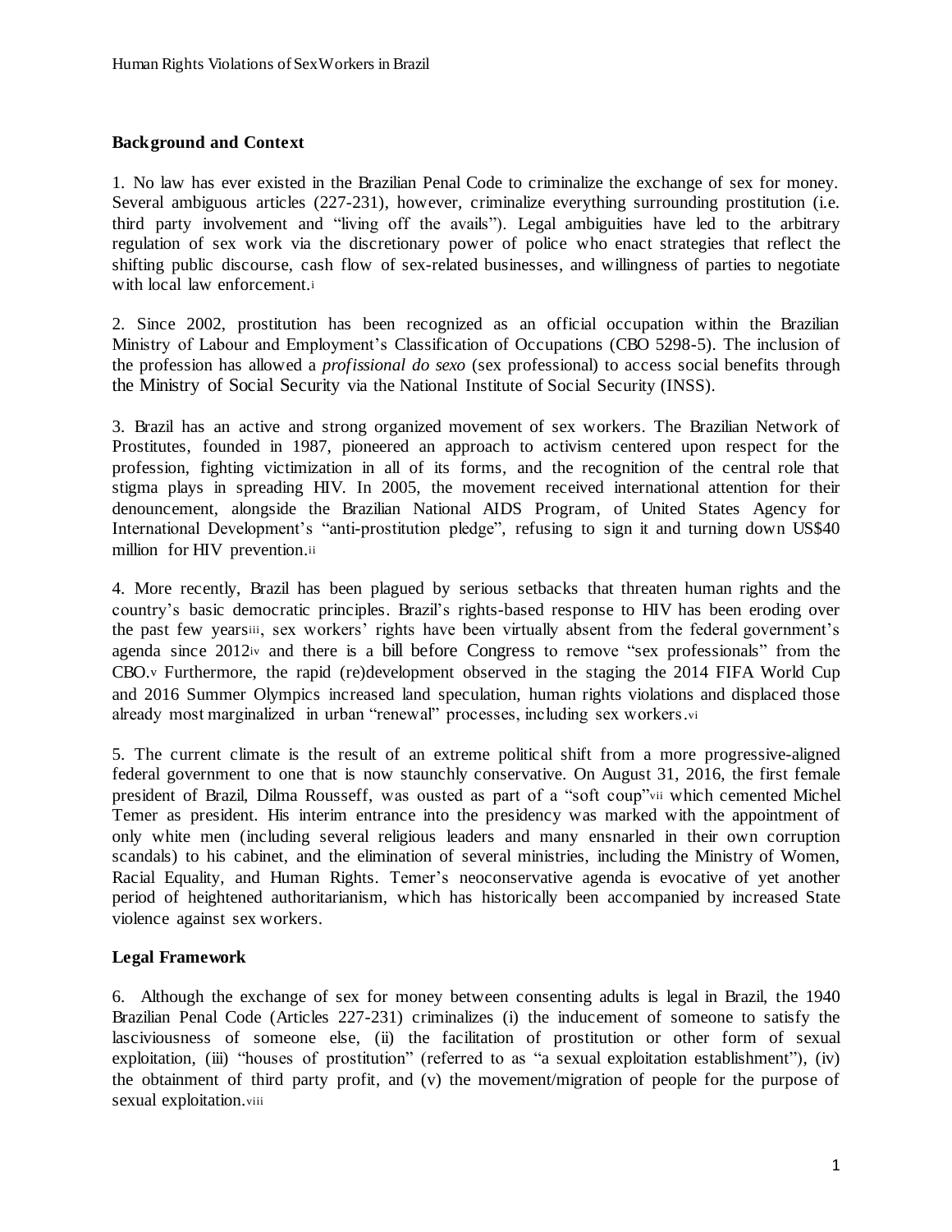## Background and Context

1. No law has ever existed in the Brazilian Penal Code to criminalize the exchange of sex for money. Several ambiguous articles (227-231), however, criminalize everything surrounding prostitution (i.e. third party involvement and "living off the avails"). Legal ambiguities have led to the arbitrary regulation of sex work via the discretionary power of police who enact strategies that reflect the shifting public discourse, cash flow of sex-related businesses, and willingness of parties to negotiate with local law enforcement.[i]

2. Since 2002, prostitution has been recognized as an official occupation within the Brazilian Ministry of Labour and Employment's Classification of Occupations (CBO 5298-5). The inclusion of the profession has allowed a *profissional do sexo* (sex professional) to access social benefits through the Ministry of Social Security via the National Institute of Social Security (INSS).

3. Brazil has an active and strong organized movement of sex workers. The Brazilian Network of Prostitutes, founded in 1987, pioneered an approach to activism centered upon respect for the profession, fighting victimization in all of its forms, and the recognition of the central role that stigma plays in spreading HIV. In 2005, the movement received international attention for their denouncement, alongside the Brazilian National AIDS Program, of United States Agency for International Development's "anti-prostitution pledge", refusing to sign it and turning down US$40 million for HIV prevention.[ii]

4. More recently, Brazil has been plagued by serious setbacks that threaten human rights and the country's basic democratic principles. Brazil's rights-based response to HIV has been eroding over the past few years[iii], sex workers' rights have been virtually absent from the federal government's agenda since 2012[iv] and there is a bill before Congress to remove "sex professionals" from the CBO.[v] Furthermore, the rapid (re)development observed in the staging the 2014 FIFA World Cup and 2016 Summer Olympics increased land speculation, human rights violations and displaced those already most marginalized in urban "renewal" processes, including sex workers.[vi]

5. The current climate is the result of an extreme political shift from a more progressive-aligned federal government to one that is now staunchly conservative. On August 31, 2016, the first female president of Brazil, Dilma Rousseff, was ousted as part of a "soft coup"[vii] which cemented Michel Temer as president. His interim entrance into the presidency was marked with the appointment of only white men (including several religious leaders and many ensnarled in their own corruption scandals) to his cabinet, and the elimination of several ministries, including the Ministry of Women, Racial Equality, and Human Rights. Temer's neoconservative agenda is evocative of yet another period of heightened authoritarianism, which has historically been accompanied by increased State violence against sex workers.

## Legal Framework

6. Although the exchange of sex for money between consenting adults is legal in Brazil, the 1940 Brazilian Penal Code (Articles 227-231) criminalizes (i) the inducement of someone to satisfy the lasciviousness of someone else, (ii) the facilitation of prostitution or other form of sexual exploitation, (iii) "houses of prostitution" (referred to as "a sexual exploitation establishment"), (iv) the obtainment of third party profit, and (v) the movement/migration of people for the purpose of sexual exploitation.[viii]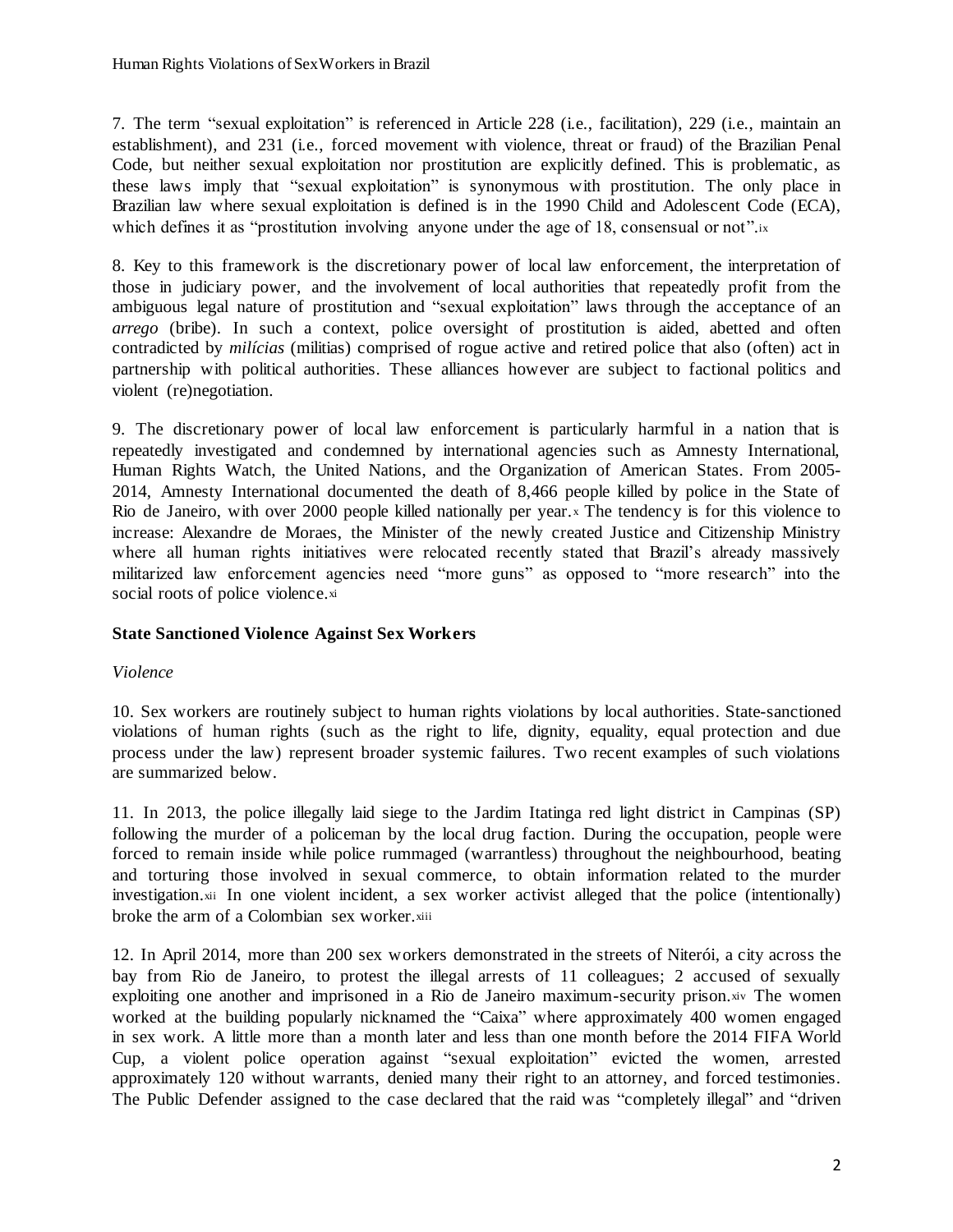7. The term "sexual exploitation" is referenced in Article 228 (i.e., facilitation), 229 (i.e., maintain an establishment), and 231 (i.e., forced movement with violence, threat or fraud) of the Brazilian Penal Code, but neither sexual exploitation nor prostitution are explicitly defined. This is problematic, as these laws imply that "sexual exploitation" is synonymous with prostitution. The only place in Brazilian law where sexual exploitation is defined is in the 1990 Child and Adolescent Code (ECA), which defines it as "prostitution involving anyone under the age of 18, consensual or not".[ix]

8. Key to this framework is the discretionary power of local law enforcement, the interpretation of those in judiciary power, and the involvement of local authorities that repeatedly profit from the ambiguous legal nature of prostitution and "sexual exploitation" laws through the acceptance of an *arrego* (bribe). In such a context, police oversight of prostitution is aided, abetted and often contradicted by *milícias* (militias) comprised of rogue active and retired police that also (often) act in partnership with political authorities. These alliances however are subject to factional politics and violent (re)negotiation.

9. The discretionary power of local law enforcement is particularly harmful in a nation that is repeatedly investigated and condemned by international agencies such as Amnesty International, Human Rights Watch, the United Nations, and the Organization of American States. From 2005-2014, Amnesty International documented the death of 8,466 people killed by police in the State of Rio de Janeiro, with over 2000 people killed nationally per year.[x] The tendency is for this violence to increase: Alexandre de Moraes, the Minister of the newly created Justice and Citizenship Ministry where all human rights initiatives were relocated recently stated that Brazil's already massively militarized law enforcement agencies need "more guns" as opposed to "more research" into the social roots of police violence.[xi]

## State Sanctioned Violence Against Sex Workers

*Violence*

10. Sex workers are routinely subject to human rights violations by local authorities. State-sanctioned violations of human rights (such as the right to life, dignity, equality, equal protection and due process under the law) represent broader systemic failures. Two recent examples of such violations are summarized below.

11. In 2013, the police illegally laid siege to the Jardim Itatinga red light district in Campinas (SP) following the murder of a policeman by the local drug faction. During the occupation, people were forced to remain inside while police rummaged (warrantless) throughout the neighbourhood, beating and torturing those involved in sexual commerce, to obtain information related to the murder investigation.[xii] In one violent incident, a sex worker activist alleged that the police (intentionally) broke the arm of a Colombian sex worker.[xiii]

12. In April 2014, more than 200 sex workers demonstrated in the streets of Niterói, a city across the bay from Rio de Janeiro, to protest the illegal arrests of 11 colleagues; 2 accused of sexually exploiting one another and imprisoned in a Rio de Janeiro maximum-security prison.[xiv] The women worked at the building popularly nicknamed the "Caixa" where approximately 400 women engaged in sex work. A little more than a month later and less than one month before the 2014 FIFA World Cup, a violent police operation against "sexual exploitation" evicted the women, arrested approximately 120 without warrants, denied many their right to an attorney, and forced testimonies. The Public Defender assigned to the case declared that the raid was "completely illegal" and "driven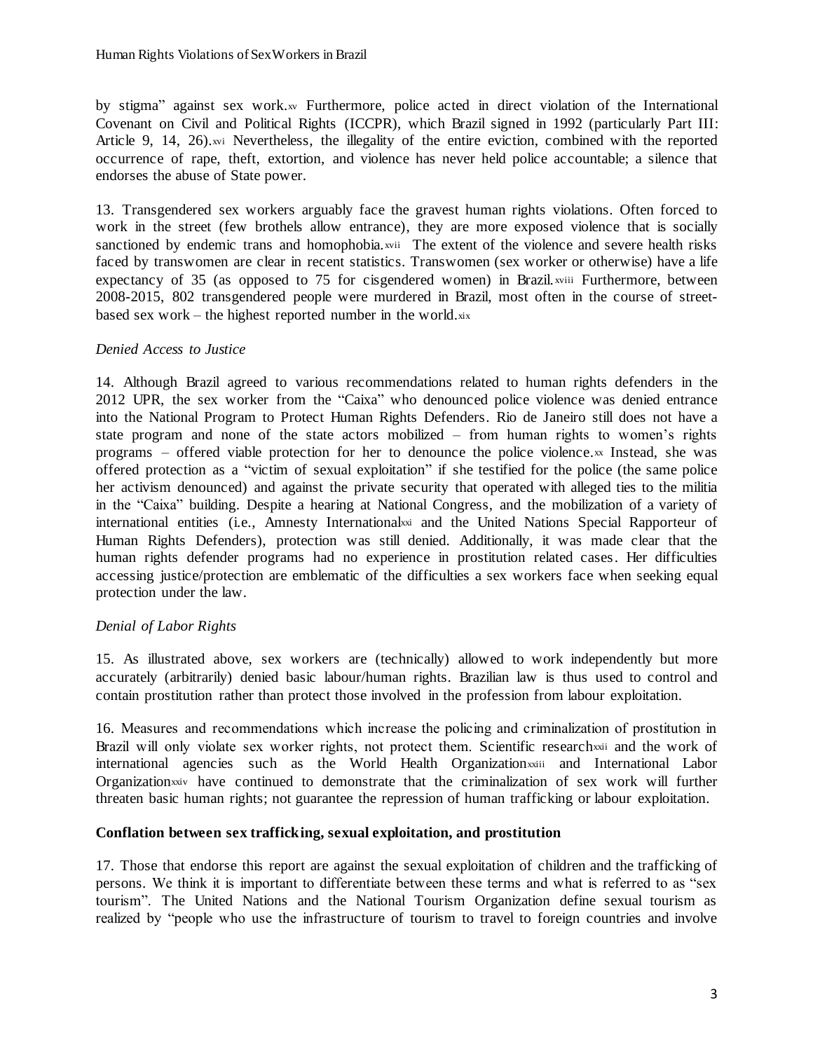by stigma" against sex work.[xv] Furthermore, police acted in direct violation of the International Covenant on Civil and Political Rights (ICCPR), which Brazil signed in 1992 (particularly Part III: Article 9, 14, 26).[xvi] Nevertheless, the illegality of the entire eviction, combined with the reported occurrence of rape, theft, extortion, and violence has never held police accountable; a silence that endorses the abuse of State power.

13. Transgendered sex workers arguably face the gravest human rights violations. Often forced to work in the street (few brothels allow entrance), they are more exposed violence that is socially sanctioned by endemic trans and homophobia.[xvii] The extent of the violence and severe health risks faced by transwomen are clear in recent statistics. Transwomen (sex worker or otherwise) have a life expectancy of 35 (as opposed to 75 for cisgendered women) in Brazil.[xviii] Furthermore, between 2008-2015, 802 transgendered people were murdered in Brazil, most often in the course of street-based sex work – the highest reported number in the world.[xix]

*Denied Access to Justice*

14. Although Brazil agreed to various recommendations related to human rights defenders in the 2012 UPR, the sex worker from the "Caixa" who denounced police violence was denied entrance into the National Program to Protect Human Rights Defenders. Rio de Janeiro still does not have a state program and none of the state actors mobilized – from human rights to women's rights programs – offered viable protection for her to denounce the police violence.[xx] Instead, she was offered protection as a "victim of sexual exploitation" if she testified for the police (the same police her activism denounced) and against the private security that operated with alleged ties to the militia in the "Caixa" building. Despite a hearing at National Congress, and the mobilization of a variety of international entities (i.e., Amnesty International[xxi] and the United Nations Special Rapporteur of Human Rights Defenders), protection was still denied. Additionally, it was made clear that the human rights defender programs had no experience in prostitution related cases. Her difficulties accessing justice/protection are emblematic of the difficulties a sex workers face when seeking equal protection under the law.

*Denial of Labor Rights*

15. As illustrated above, sex workers are (technically) allowed to work independently but more accurately (arbitrarily) denied basic labour/human rights. Brazilian law is thus used to control and contain prostitution rather than protect those involved in the profession from labour exploitation.

16. Measures and recommendations which increase the policing and criminalization of prostitution in Brazil will only violate sex worker rights, not protect them. Scientific research[xxii] and the work of international agencies such as the World Health Organization[xxiii] and International Labor Organization[xxiv] have continued to demonstrate that the criminalization of sex work will further threaten basic human rights; not guarantee the repression of human trafficking or labour exploitation.

**Conflation between sex trafficking, sexual exploitation, and prostitution**

17. Those that endorse this report are against the sexual exploitation of children and the trafficking of persons. We think it is important to differentiate between these terms and what is referred to as "sex tourism". The United Nations and the National Tourism Organization define sexual tourism as realized by "people who use the infrastructure of tourism to travel to foreign countries and involve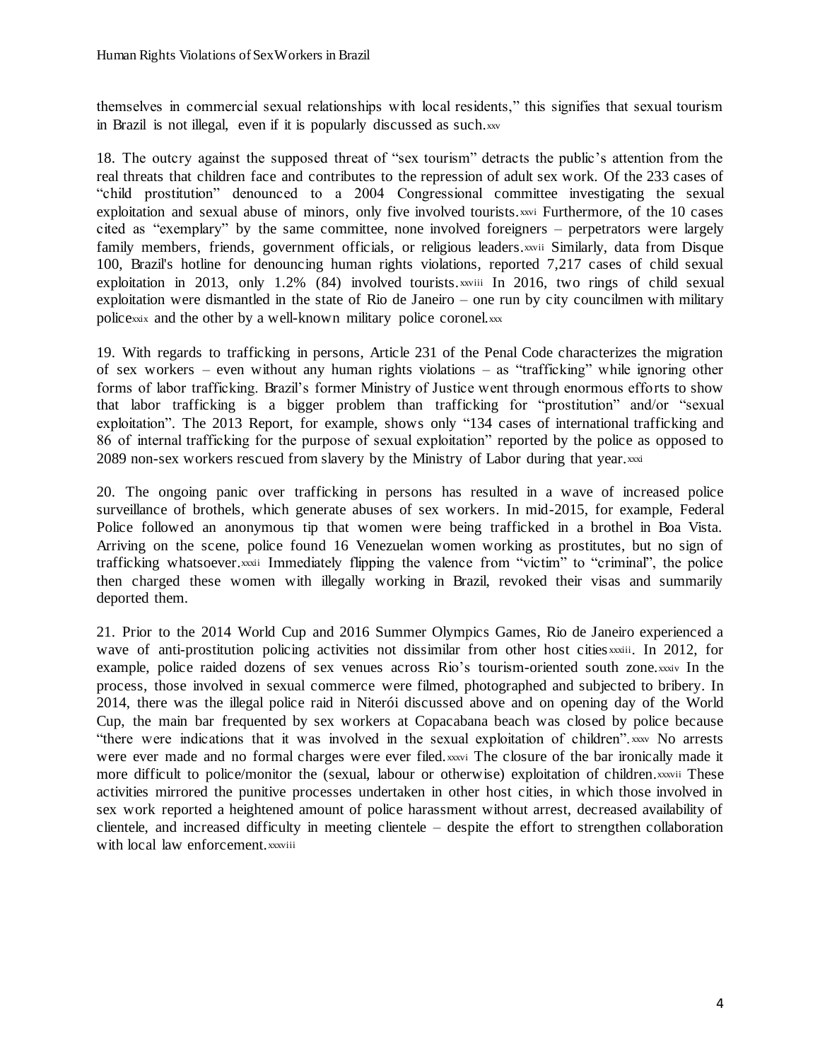themselves in commercial sexual relationships with local residents," this signifies that sexual tourism in Brazil is not illegal, even if it is popularly discussed as such.[xxv]

18. The outcry against the supposed threat of "sex tourism" detracts the public's attention from the real threats that children face and contributes to the repression of adult sex work. Of the 233 cases of "child prostitution" denounced to a 2004 Congressional committee investigating the sexual exploitation and sexual abuse of minors, only five involved tourists.[xxvi] Furthermore, of the 10 cases cited as "exemplary" by the same committee, none involved foreigners – perpetrators were largely family members, friends, government officials, or religious leaders.[xxvii] Similarly, data from Disque 100, Brazil's hotline for denouncing human rights violations, reported 7,217 cases of child sexual exploitation in 2013, only 1.2% (84) involved tourists.[xxviii] In 2016, two rings of child sexual exploitation were dismantled in the state of Rio de Janeiro – one run by city councilmen with military police[xxix] and the other by a well-known military police coronel.[xxx]

19. With regards to trafficking in persons, Article 231 of the Penal Code characterizes the migration of sex workers – even without any human rights violations – as "trafficking" while ignoring other forms of labor trafficking. Brazil's former Ministry of Justice went through enormous efforts to show that labor trafficking is a bigger problem than trafficking for "prostitution" and/or "sexual exploitation". The 2013 Report, for example, shows only "134 cases of international trafficking and 86 of internal trafficking for the purpose of sexual exploitation" reported by the police as opposed to 2089 non-sex workers rescued from slavery by the Ministry of Labor during that year.[xxxi]

20. The ongoing panic over trafficking in persons has resulted in a wave of increased police surveillance of brothels, which generate abuses of sex workers. In mid-2015, for example, Federal Police followed an anonymous tip that women were being trafficked in a brothel in Boa Vista. Arriving on the scene, police found 16 Venezuelan women working as prostitutes, but no sign of trafficking whatsoever.[xxxii] Immediately flipping the valence from "victim" to "criminal", the police then charged these women with illegally working in Brazil, revoked their visas and summarily deported them.

21. Prior to the 2014 World Cup and 2016 Summer Olympics Games, Rio de Janeiro experienced a wave of anti-prostitution policing activities not dissimilar from other host cities[xxxiii]. In 2012, for example, police raided dozens of sex venues across Rio's tourism-oriented south zone.[xxxiv] In the process, those involved in sexual commerce were filmed, photographed and subjected to bribery. In 2014, there was the illegal police raid in Niterói discussed above and on opening day of the World Cup, the main bar frequented by sex workers at Copacabana beach was closed by police because "there were indications that it was involved in the sexual exploitation of children".[xxxv] No arrests were ever made and no formal charges were ever filed.[xxxvi] The closure of the bar ironically made it more difficult to police/monitor the (sexual, labour or otherwise) exploitation of children.[xxxvii] These activities mirrored the punitive processes undertaken in other host cities, in which those involved in sex work reported a heightened amount of police harassment without arrest, decreased availability of clientele, and increased difficulty in meeting clientele – despite the effort to strengthen collaboration with local law enforcement.[xxxviii]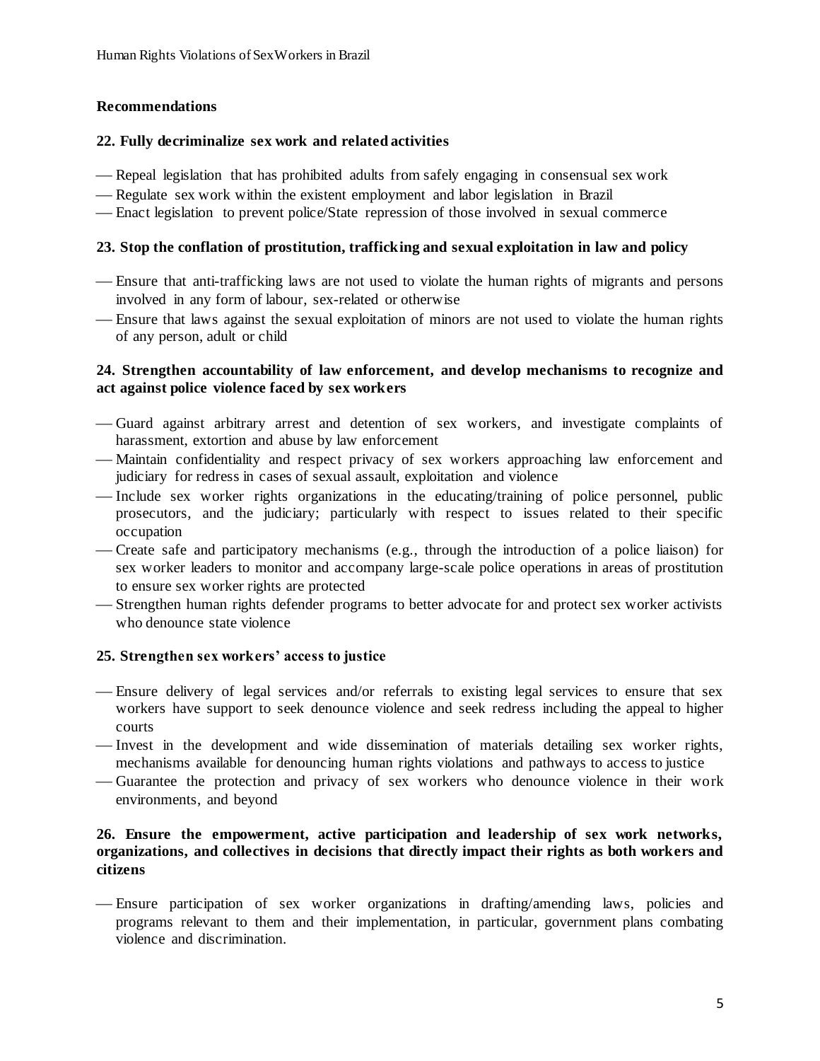**Recommendations**

**22. Fully decriminalize sex work and related activities**

- Repeal legislation that has prohibited adults from safely engaging in consensual sex work
- Regulate sex work within the existent employment and labor legislation in Brazil
- Enact legislation to prevent police/State repression of those involved in sexual commerce

**23. Stop the conflation of prostitution, trafficking and sexual exploitation in law and policy**

- Ensure that anti-trafficking laws are not used to violate the human rights of migrants and persons involved in any form of labour, sex-related or otherwise
- Ensure that laws against the sexual exploitation of minors are not used to violate the human rights of any person, adult or child

**24. Strengthen accountability of law enforcement, and develop mechanisms to recognize and act against police violence faced by sex workers**

- Guard against arbitrary arrest and detention of sex workers, and investigate complaints of harassment, extortion and abuse by law enforcement
- Maintain confidentiality and respect privacy of sex workers approaching law enforcement and judiciary for redress in cases of sexual assault, exploitation and violence
- Include sex worker rights organizations in the educating/training of police personnel, public prosecutors, and the judiciary; particularly with respect to issues related to their specific occupation
- Create safe and participatory mechanisms (e.g., through the introduction of a police liaison) for sex worker leaders to monitor and accompany large-scale police operations in areas of prostitution to ensure sex worker rights are protected
- Strengthen human rights defender programs to better advocate for and protect sex worker activists who denounce state violence

**25. Strengthen sex workers' access to justice**

- Ensure delivery of legal services and/or referrals to existing legal services to ensure that sex workers have support to seek denounce violence and seek redress including the appeal to higher courts
- Invest in the development and wide dissemination of materials detailing sex worker rights, mechanisms available for denouncing human rights violations and pathways to access to justice
- Guarantee the protection and privacy of sex workers who denounce violence in their work environments, and beyond

**26. Ensure the empowerment, active participation and leadership of sex work networks, organizations, and collectives in decisions that directly impact their rights as both workers and citizens**

- Ensure participation of sex worker organizations in drafting/amending laws, policies and programs relevant to them and their implementation, in particular, government plans combating violence and discrimination.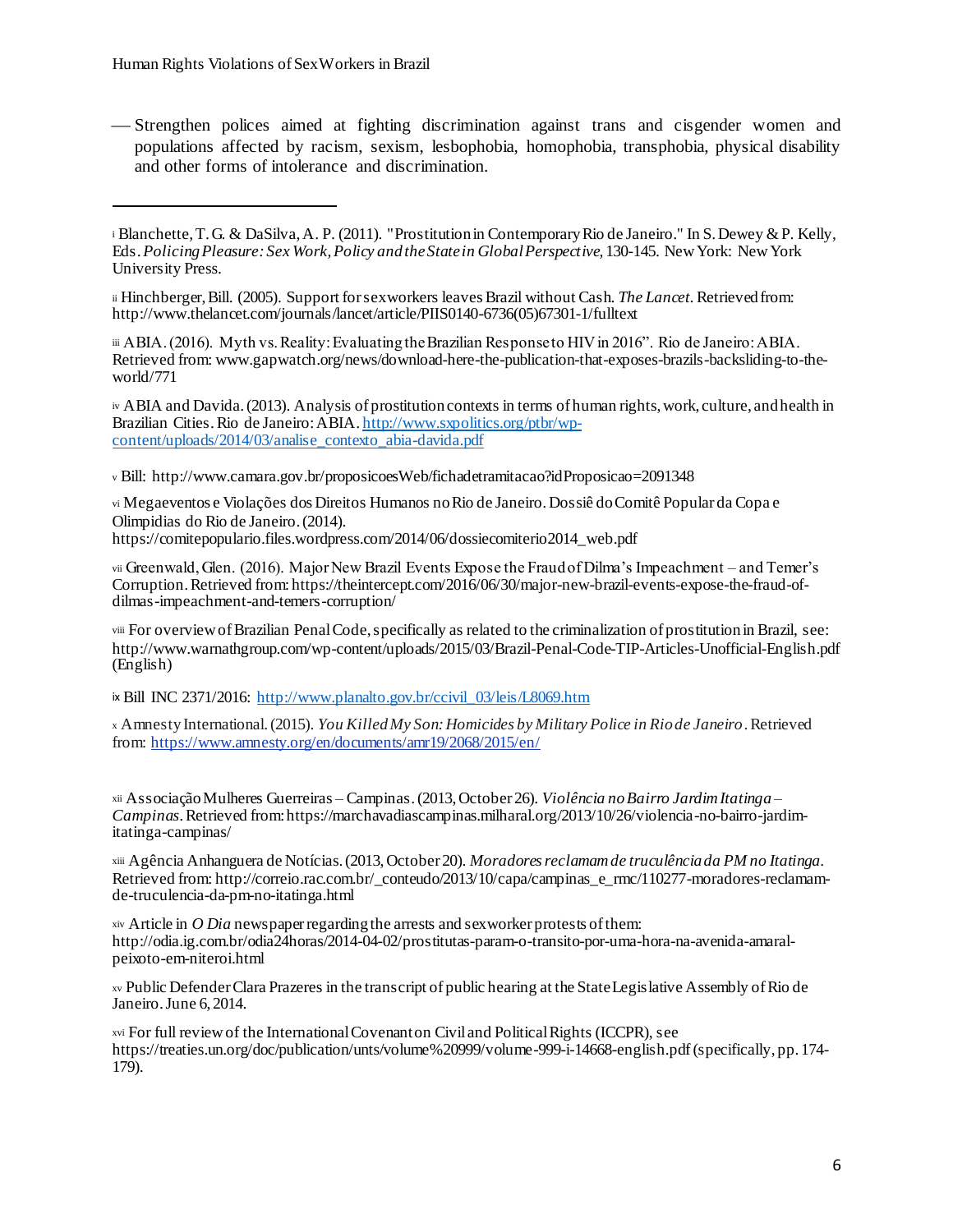- Strengthen polices aimed at fighting discrimination against trans and cisgender women and populations affected by racism, sexism, lesbophobia, homophobia, transphobia, physical disability and other forms of intolerance and discrimination.

---

[i] Blanchette, T. G. & DaSilva, A. P. (2011). "Prostitution in Contemporary Rio de Janeiro." In S. Dewey & P. Kelly, Eds. *Policing Pleasure: Sex Work, Policy and the State in Global Perspective*, 130-145. New York: New York University Press.

[ii] Hinchberger, Bill. (2005). Support for sex workers leaves Brazil without Cash. *The Lancet*. Retrieved from: http://www.thelancet.com/journals/lancet/article/PIIS0140-6736(05)67301-1/fulltext

[iii] ABIA. (2016). Myth vs. Reality: Evaluating the Brazilian Response to HIV in 2016". Rio de Janeiro: ABIA. Retrieved from: www.gapwatch.org/news/download-here-the-publication-that-exposes-brazils-backsliding-to-the-world/771

[iv] ABIA and Davida. (2013). Analysis of prostitution contexts in terms of human rights, work, culture, and health in Brazilian Cities. Rio de Janeiro: ABIA. http://www.sxpolitics.org/ptbr/wp-content/uploads/2014/03/analise_contexto_abia-davida.pdf

[v] Bill: http://www.camara.gov.br/proposicoesWeb/fichadetramitacao?idProposicao=2091348

[vi] Megaeventos e Violações dos Direitos Humanos no Rio de Janeiro. Dossiê do Comitê Popular da Copa e Olimpidias do Rio de Janeiro. (2014). https://comitepopulario.files.wordpress.com/2014/06/dossiecomiterio2014_web.pdf

[vii] Greenwald, Glen. (2016). Major New Brazil Events Expose the Fraud of Dilma's Impeachment – and Temer's Corruption. Retrieved from: https://theintercept.com/2016/06/30/major-new-brazil-events-expose-the-fraud-of-dilmas-impeachment-and-temers-corruption/

[viii] For overview of Brazilian Penal Code, specifically as related to the criminalization of prostitution in Brazil, see: http://www.warnathgroup.com/wp-content/uploads/2015/03/Brazil-Penal-Code-TIP-Articles-Unofficial-English.pdf (English)

[ix] Bill INC 2371/2016: http://www.planalto.gov.br/ccivil_03/leis/L8069.htm

[x] Amnesty International. (2015). *You Killed My Son: Homicides by Military Police in Rio de Janeiro*. Retrieved from: https://www.amnesty.org/en/documents/amr19/2068/2015/en/

[xii] Associação Mulheres Guerreiras – Campinas. (2013, October 26). *Violência no Bairro Jardim Itatinga – Campinas*. Retrieved from: https://marchavadiascampinas.milharal.org/2013/10/26/violencia-no-bairro-jardim-itatinga-campinas/

[xiii] Agência Anhanguera de Notícias. (2013, October 20). *Moradores reclamam de truculência da PM no Itatinga*. Retrieved from: http://correio.rac.com.br/_conteudo/2013/10/capa/campinas_e_rmc/110277-moradores-reclamam-de-truculencia-da-pm-no-itatinga.html

[xiv] Article in *O Dia* newspaper regarding the arrests and sex worker protests of them: http://odia.ig.com.br/odia24horas/2014-04-02/prostitutas-param-o-transito-por-uma-hora-na-avenida-amaral-peixoto-em-niteroi.html

[xv] Public Defender Clara Prazeres in the transcript of public hearing at the State Legislative Assembly of Rio de Janeiro. June 6, 2014.

[xvi] For full review of the International Covenant on Civil and Political Rights (ICCPR), see https://treaties.un.org/doc/publication/unts/volume%20999/volume-999-i-14668-english.pdf (specifically, pp. 174-179).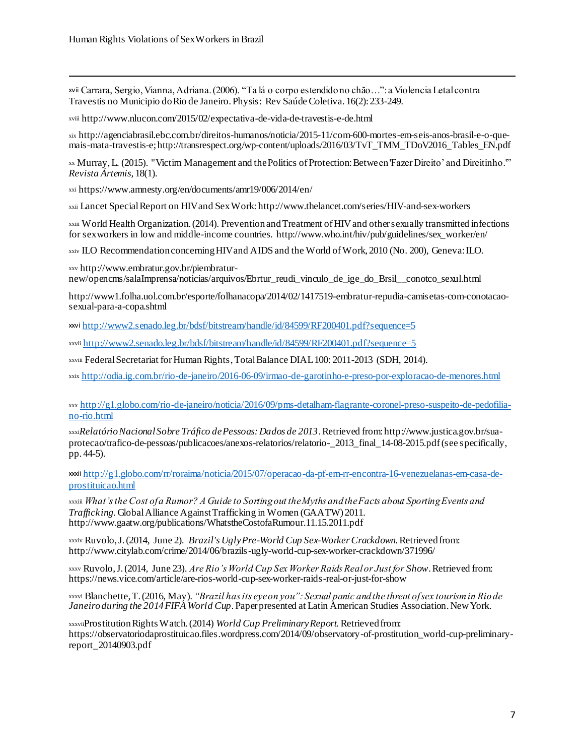[xvii] Carrara, Sergio, Vianna, Adriana. (2006). "Ta lá o corpo estendido no chão…": a Violencia Letal contra Travestis no Municipio do Rio de Janeiro. Physis: Rev Saúde Coletiva. 16(2): 233-249.

[xviii] http://www.nlucon.com/2015/02/expectativa-de-vida-de-travestis-e-de.html

[xix] http://agenciabrasil.ebc.com.br/direitos-humanos/noticia/2015-11/com-600-mortes-em-seis-anos-brasil-e-o-que-mais-mata-travestis-e; http://transrespect.org/wp-content/uploads/2016/03/TvT_TMM_TDoV2016_Tables_EN.pdf

[xx] Murray, L. (2015). "Victim Management and the Politics of Protection: Between 'Fazer Direito' and Direitinho.'" *Revista Ártemis*, 18(1).

[xxi] https://www.amnesty.org/en/documents/amr19/006/2014/en/

[xxii] Lancet Special Report on HIV and Sex Work: http://www.thelancet.com/series/HIV-and-sex-workers

[xxiii] World Health Organization. (2014). Prevention and Treatment of HIV and other sexually transmitted infections for sex workers in low and middle-income countries. http://www.who.int/hiv/pub/guidelines/sex_worker/en/

[xxiv] ILO Recommendation concerning HIV and AIDS and the World of Work, 2010 (No. 200), Geneva: ILO.

[xxv] http://www.embratur.gov.br/piembratur-new/opencms/salaImprensa/noticias/arquivos/Ebrtur_reudi_vinculo_de_ige_do_Brsil__conotco_sexul.html

http://www1.folha.uol.com.br/esporte/folhanacopa/2014/02/1417519-embratur-repudia-camisetas-com-conotacao-sexual-para-a-copa.shtml

[xxvi] http://www2.senado.leg.br/bdsf/bitstream/handle/id/84599/RF200401.pdf?sequence=5

[xxvii] http://www2.senado.leg.br/bdsf/bitstream/handle/id/84599/RF200401.pdf?sequence=5

[xxviii] Federal Secretariat for Human Rights, Total Balance DIAL 100: 2011-2013 (SDH, 2014).

[xxix] http://odia.ig.com.br/rio-de-janeiro/2016-06-09/irmao-de-garotinho-e-preso-por-exploracao-de-menores.html

[xxx] http://g1.globo.com/rio-de-janeiro/noticia/2016/09/pms-detalham-flagrante-coronel-preso-suspeito-de-pedofilia-no-rio.html

[xxxi] *Relatório Nacional Sobre Tráfico de Pessoas: Dados de 2013*. Retrieved from: http://www.justica.gov.br/sua-protecao/trafico-de-pessoas/publicacoes/anexos-relatorios/relatorio-_2013_final_14-08-2015.pdf (see specifically, pp. 44-5).

[xxxii] http://g1.globo.com/rr/roraima/noticia/2015/07/operacao-da-pf-em-rr-encontra-16-venezuelanas-em-casa-de-prostituicao.html

[xxxiii] *What's the Cost of a Rumor? A Guide to Sorting out the Myths and the Facts about Sporting Events and Trafficking*. Global Alliance Against Trafficking in Women (GAATW) 2011. http://www.gaatw.org/publications/WhatstheCostofaRumour.11.15.2011.pdf

[xxxiv] Ruvolo, J. (2014, June 2). *Brazil's Ugly Pre-World Cup Sex-Worker Crackdown*. Retrieved from: http://www.citylab.com/crime/2014/06/brazils-ugly-world-cup-sex-worker-crackdown/371996/

[xxxv] Ruvolo, J. (2014, June 23). *Are Rio's World Cup Sex Worker Raids Real or Just for Show*. Retrieved from: https://news.vice.com/article/are-rios-world-cup-sex-worker-raids-real-or-just-for-show

[xxxvi] Blanchette, T. (2016, May). *"Brazil has its eye on you": Sexual panic and the threat of sex tourism in Rio de Janeiro during the 2014 FIFA World Cup*. Paper presented at Latin American Studies Association. New York.

[xxxvii] Prostitution Rights Watch. (2014) *World Cup Preliminary Report*. Retrieved from: https://observatoriodaprostituicao.files.wordpress.com/2014/09/observatory-of-prostitution_world-cup-preliminary-report_20140903.pdf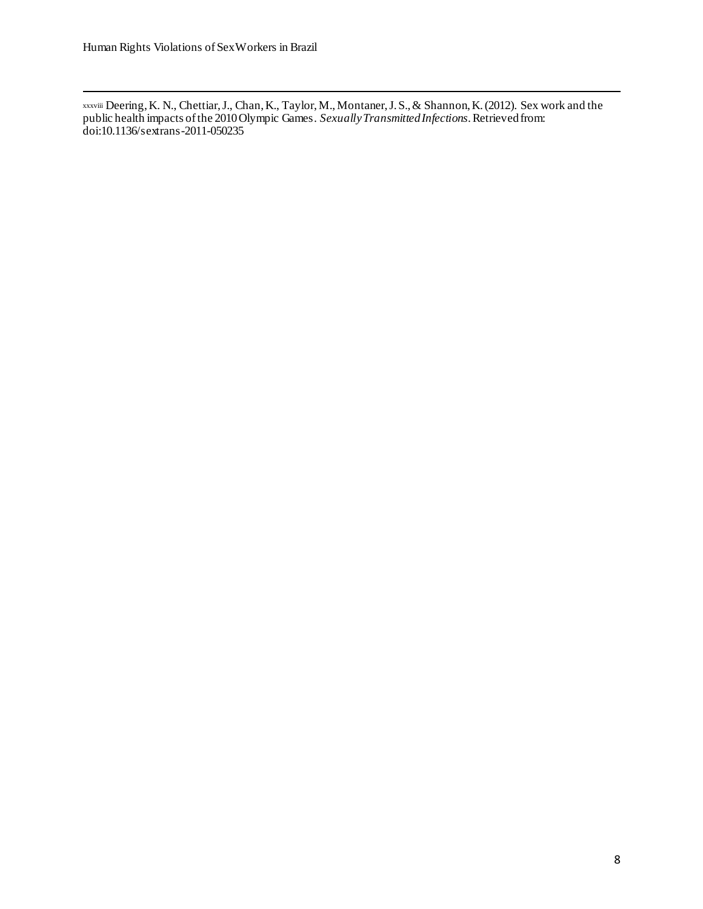[xxxviii] Deering, K. N., Chettiar, J., Chan, K., Taylor, M., Montaner, J. S., & Shannon, K. (2012). Sex work and the public health impacts of the 2010 Olympic Games. *Sexually Transmitted Infections*. Retrieved from: doi:10.1136/sextrans-2011-050235